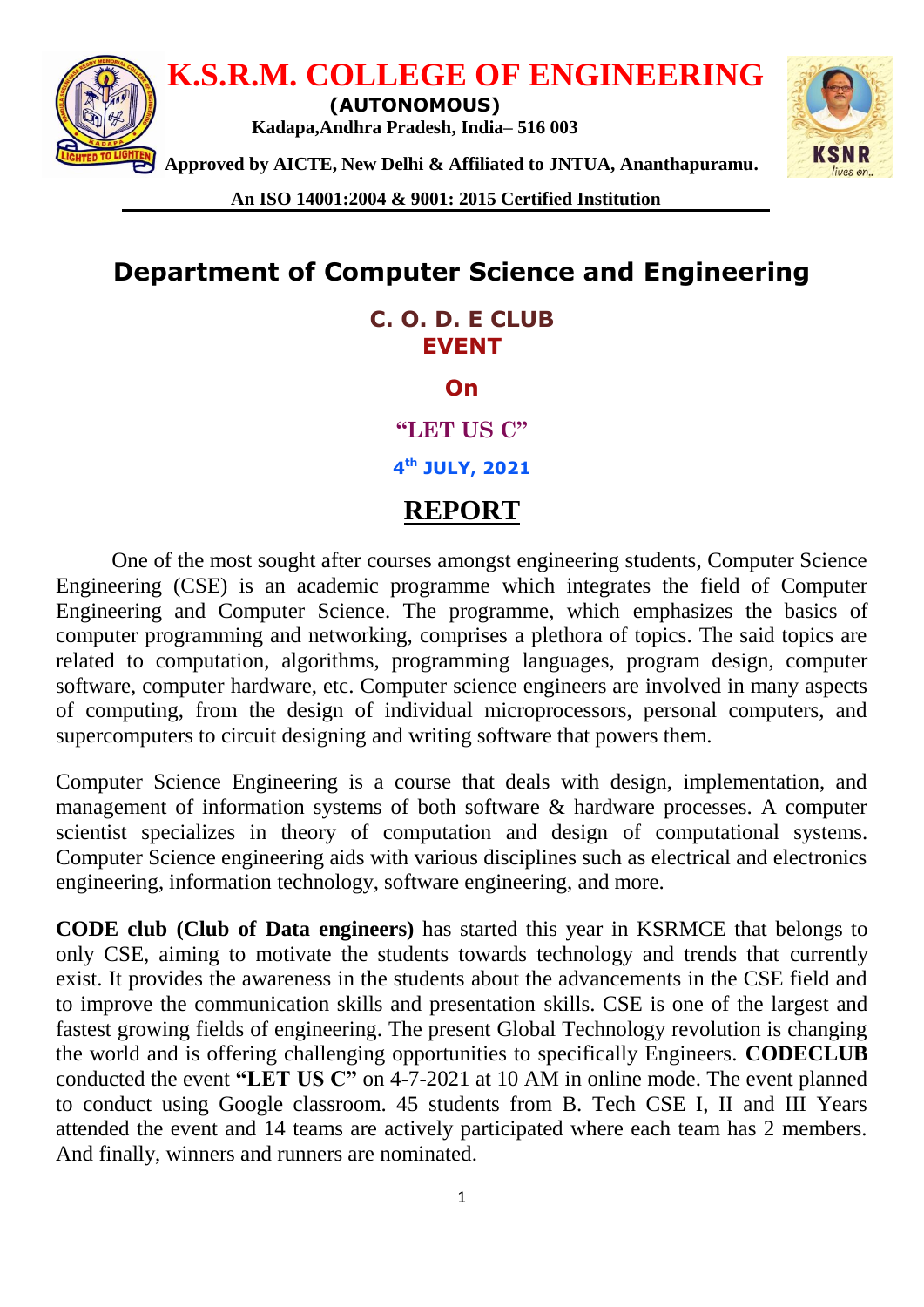# K.S.R.M. COLLEGE OF ENGINEERING

**(AUTONOMOUS)**

**Kadapa,Andhra Pradesh, India– 516 003**

**Approved by AICTE, New Delhi & Affiliated to JNTUA, Ananthapuramu.**

**An ISO 14001:2004 & 9001: 2015 Certified Institution**

## Department of Computer Science and Engineering

### C. O. D. E CLUB EVENT

### On

### "LET US C"

### 4th JULY, 2021

## REPORT

One of the most sought after courses amongst engineering students, Computer Science Engineering (CSE) is an academic programme which integrates the field of Computer Engineering and Computer Science. The programme, which emphasizes the basics of computer programming and networking, comprises a plethora of topics. The said topics are related to computation, algorithms, programming languages, program design, computer software, computer hardware, etc. Computer science engineers are involved in many aspects of computing, from the design of individual microprocessors, personal computers, and supercomputers to circuit designing and writing software that powers them.

Computer Science Engineering is a course that deals with design, implementation, and management of information systems of both software & hardware processes. A computer scientist specializes in theory of computation and design of computational systems. Computer Science engineering aids with various disciplines such as electrical and electronics engineering, information technology, software engineering, and more.

**CODE club (Club of Data engineers)** has started this year in KSRMCE that belongs to only CSE, aiming to motivate the students towards technology and trends that currently exist. It provides the awareness in the students about the advancements in the CSE field and to improve the communication skills and presentation skills. CSE is one of the largest and fastest growing fields of engineering. The present Global Technology revolution is changing the world and is offering challenging opportunities to specifically Engineers. **CODECLUB** conducted the event **"LET US C"** on 4-7-2021 at 10 AM in online mode. The event planned to conduct using Google classroom. 45 students from B. Tech CSE I, II and III Years attended the event and 14 teams are actively participated where each team has 2 members. And finally, winners and runners are nominated.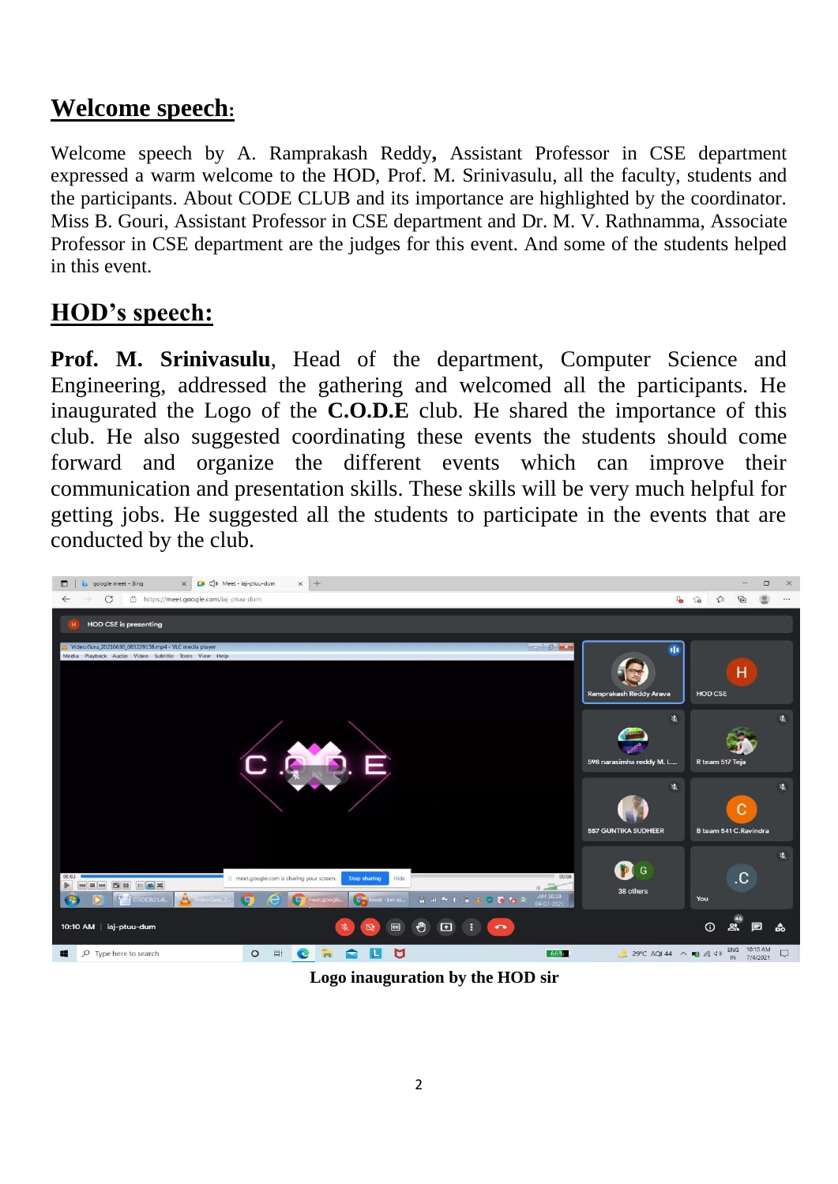## Welcome speech:

Welcome speech by A. Ramprakash Reddy**,** Assistant Professor in CSE department expressed a warm welcome to the HOD, Prof. M. Srinivasulu, all the faculty, students and the participants. About CODE CLUB and its importance are highlighted by the coordinator. Miss B. Gouri, Assistant Professor in CSE department and Dr. M. V. Rathnamma, Associate Professor in CSE department are the judges for this event. And some of the students helped in this event.

## HOD's speech:

**Prof. M. Srinivasulu**, Head of the department, Computer Science and Engineering, addressed the gathering and welcomed all the participants. He inaugurated the Logo of the **C.O.D.E** club. He shared the importance of this club. He also suggested coordinating these events the students should come forward and organize the different events which can improve their communication and presentation skills. These skills will be very much helpful for getting jobs. He suggested all the students to participate in the events that are conducted by the club.

**Logo inauguration by the HOD sir**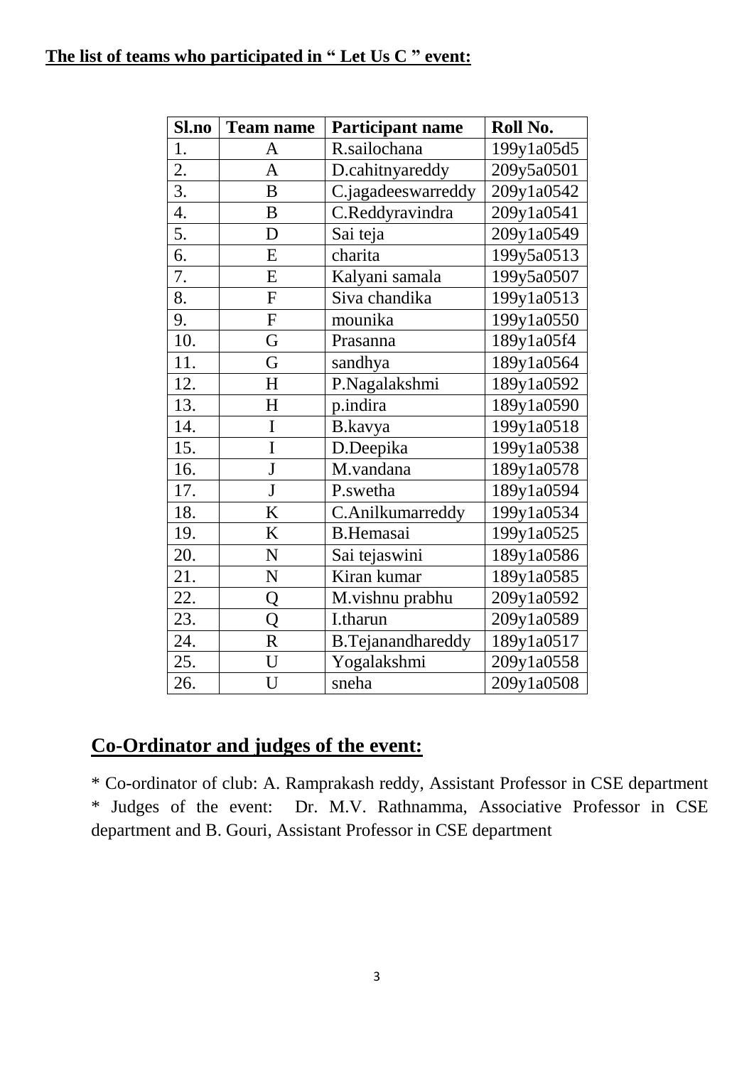**The list of teams who participated in " Let Us C " event:**

| Sl.no | Team name | Participant name | Roll No. |
|---|---|---|---|
| 1. | A | R.sailochana | 199y1a05d5 |
| 2. | A | D.cahitnyareddy | 209y5a0501 |
| 3. | B | C.jagadeeswarreddy | 209y1a0542 |
| 4. | B | C.Reddyravindra | 209y1a0541 |
| 5. | D | Sai teja | 209y1a0549 |
| 6. | E | charita | 199y5a0513 |
| 7. | E | Kalyani samala | 199y5a0507 |
| 8. | F | Siva chandika | 199y1a0513 |
| 9. | F | mounika | 199y1a0550 |
| 10. | G | Prasanna | 189y1a05f4 |
| 11. | G | sandhya | 189y1a0564 |
| 12. | H | P.Nagalakshmi | 189y1a0592 |
| 13. | H | p.indira | 189y1a0590 |
| 14. | I | B.kavya | 199y1a0518 |
| 15. | I | D.Deepika | 199y1a0538 |
| 16. | J | M.vandana | 189y1a0578 |
| 17. | J | P.swetha | 189y1a0594 |
| 18. | K | C.Anilkumarreddy | 199y1a0534 |
| 19. | K | B.Hemasai | 199y1a0525 |
| 20. | N | Sai tejaswini | 189y1a0586 |
| 21. | N | Kiran kumar | 189y1a0585 |
| 22. | Q | M.vishnu prabhu | 209y1a0592 |
| 23. | Q | I.tharun | 209y1a0589 |
| 24. | R | B.Tejanandhareddy | 189y1a0517 |
| 25. | U | Yogalakshmi | 209y1a0558 |
| 26. | U | sneha | 209y1a0508 |

## Co-Ordinator and judges of the event:

* Co-ordinator of club: A. Ramprakash reddy, Assistant Professor in CSE department
* Judges of the event: Dr. M.V. Rathnamma, Associative Professor in CSE department and B. Gouri, Assistant Professor in CSE department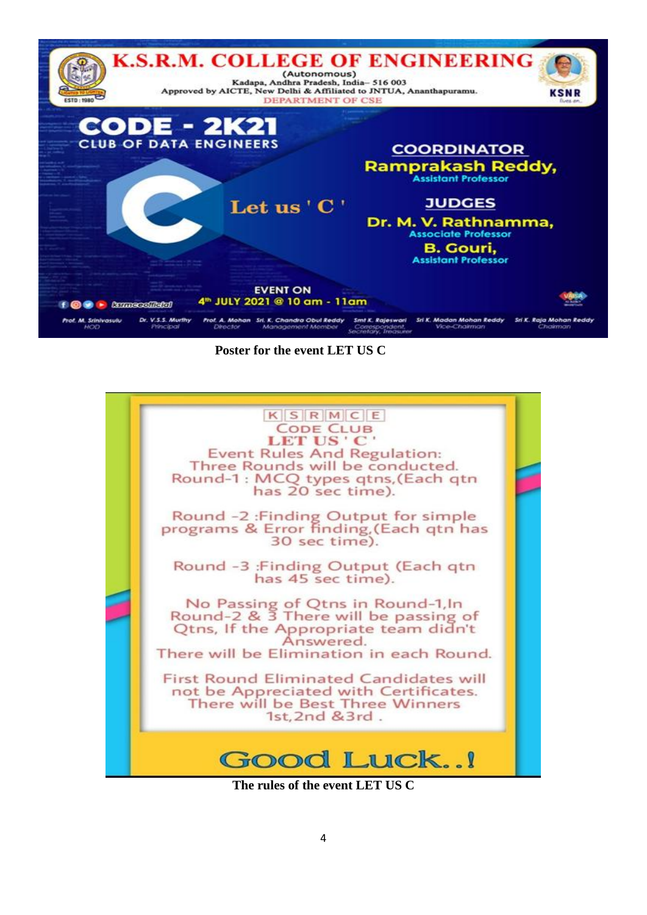K.S.R.M. COLLEGE OF ENGINEERING
(Autonomous)
Kadapa, Andhra Pradesh, India– 516 003
Approved by AICTE, New Delhi & Affiliated to JNTUA, Ananthapuramu.
DEPARTMENT OF CSE

CODE - 2K21
CLUB OF DATA ENGINEERS

Let us ' C '

COORDINATOR
Ramprakash Reddy,
Assistant Professor

JUDGES
Dr. M. V. Rathnamma,
Associate Professor
B. Gouri,
Assistant Professor

EVENT ON
4th JULY 2021 @ 10 am - 11am

ksrmceofficial

Prof. M. Srinivasulu, HOD | Dr. V.S.S. Murthy, Principal | Prof. A. Mohan, Director | Sri. K. Chandra Obul Reddy, Management Member | Smt K. Rajeswari, Correspondent, Secretary, Treasurer | Sri K. Madan Mohan Reddy, Vice-Chairman | Sri K. Raja Mohan Reddy, Chairman

**Poster for the event LET US C**

K S R M C E
CODE CLUB
LET US ' C '

Event Rules And Regulation:
Three Rounds will be conducted.
Round-1 : MCQ types qtns,(Each qtn has 20 sec time).

Round -2 :Finding Output for simple programs & Error finding,(Each qtn has 30 sec time).

Round -3 :Finding Output (Each qtn has 45 sec time).

No Passing of Qtns in Round-1,In Round-2 & 3 There will be passing of Qtns, If the Appropriate team didn't Answered.
There will be Elimination in each Round.

First Round Eliminated Candidates will not be Appreciated with Certificates.
There will be Best Three Winners 1st,2nd &3rd .

Good Luck..!

**The rules of the event LET US C**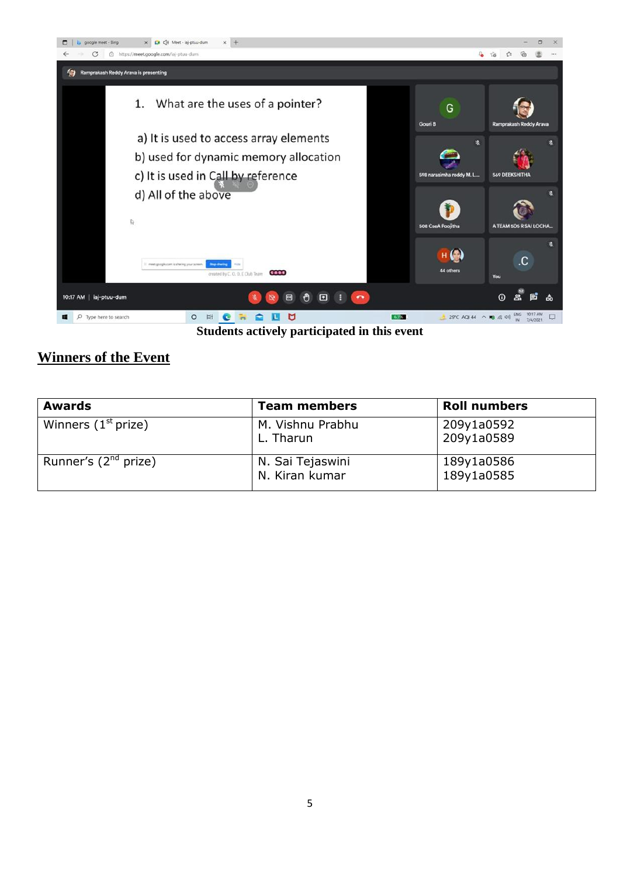Students actively participated in this event

## Winners of the Event

| Awards | Team members | Roll numbers |
|---|---|---|
| Winners (1st prize) | M. Vishnu Prabhu<br>L. Tharun | 209y1a0592<br>209y1a0589 |
| Runner's (2nd prize) | N. Sai Tejaswini<br>N. Kiran kumar | 189y1a0586<br>189y1a0585 |